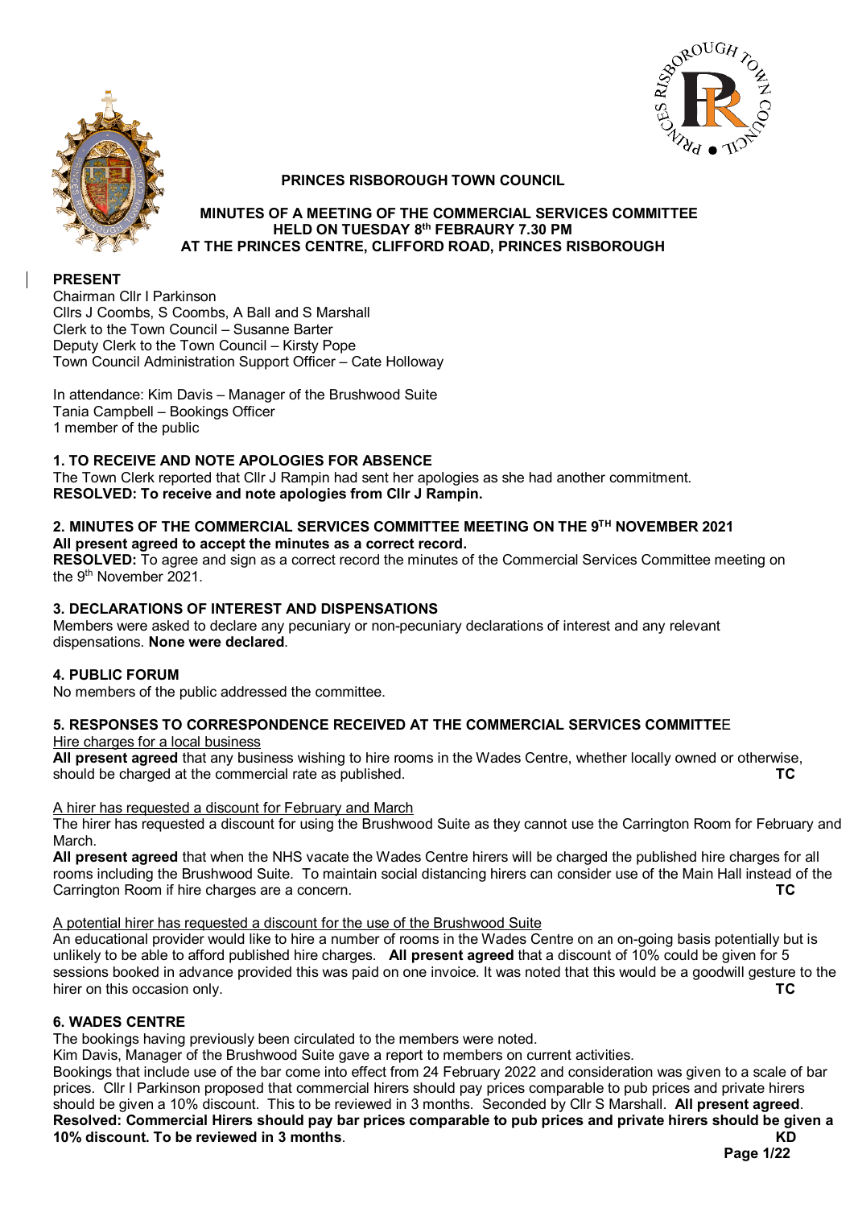# PRINCES RISBOROUGH TOWN COUNCIL

## MINUTES OF A MEETING OF THE COMMERCIAL SERVICES COMMITTEE HELD ON TUESDAY 8th FEBRAURY 7.30 PM AT THE PRINCES CENTRE, CLIFFORD ROAD, PRINCES RISBOROUGH

**PRESENT**

Chairman Cllr I Parkinson
Cllrs J Coombs, S Coombs, A Ball and S Marshall
Clerk to the Town Council – Susanne Barter
Deputy Clerk to the Town Council – Kirsty Pope
Town Council Administration Support Officer – Cate Holloway

In attendance: Kim Davis – Manager of the Brushwood Suite
Tania Campbell – Bookings Officer
1 member of the public

**1. TO RECEIVE AND NOTE APOLOGIES FOR ABSENCE**

The Town Clerk reported that Cllr J Rampin had sent her apologies as she had another commitment.
**RESOLVED: To receive and note apologies from Cllr J Rampin.**

**2. MINUTES OF THE COMMERCIAL SERVICES COMMITTEE MEETING ON THE 9TH NOVEMBER 2021**

**All present agreed to accept the minutes as a correct record.**
**RESOLVED:** To agree and sign as a correct record the minutes of the Commercial Services Committee meeting on the 9th November 2021.

**3. DECLARATIONS OF INTEREST AND DISPENSATIONS**

Members were asked to declare any pecuniary or non-pecuniary declarations of interest and any relevant dispensations. **None were declared**.

**4. PUBLIC FORUM**

No members of the public addressed the committee.

**5. RESPONSES TO CORRESPONDENCE RECEIVED AT THE COMMERCIAL SERVICES COMMITTEE**

Hire charges for a local business

**All present agreed** that any business wishing to hire rooms in the Wades Centre, whether locally owned or otherwise, should be charged at the commercial rate as published. **TC**

A hirer has requested a discount for February and March

The hirer has requested a discount for using the Brushwood Suite as they cannot use the Carrington Room for February and March.

**All present agreed** that when the NHS vacate the Wades Centre hirers will be charged the published hire charges for all rooms including the Brushwood Suite. To maintain social distancing hirers can consider use of the Main Hall instead of the Carrington Room if hire charges are a concern. **TC**

A potential hirer has requested a discount for the use of the Brushwood Suite

An educational provider would like to hire a number of rooms in the Wades Centre on an on-going basis potentially but is unlikely to be able to afford published hire charges. **All present agreed** that a discount of 10% could be given for 5 sessions booked in advance provided this was paid on one invoice. It was noted that this would be a goodwill gesture to the hirer on this occasion only. **TC**

**6. WADES CENTRE**

The bookings having previously been circulated to the members were noted.

Kim Davis, Manager of the Brushwood Suite gave a report to members on current activities.

Bookings that include use of the bar come into effect from 24 February 2022 and consideration was given to a scale of bar prices. Cllr I Parkinson proposed that commercial hirers should pay prices comparable to pub prices and private hirers should be given a 10% discount. This to be reviewed in 3 months. Seconded by Cllr S Marshall. **All present agreed**.
**Resolved: Commercial Hirers should pay bar prices comparable to pub prices and private hirers should be given a 10% discount. To be reviewed in 3 months**. **KD**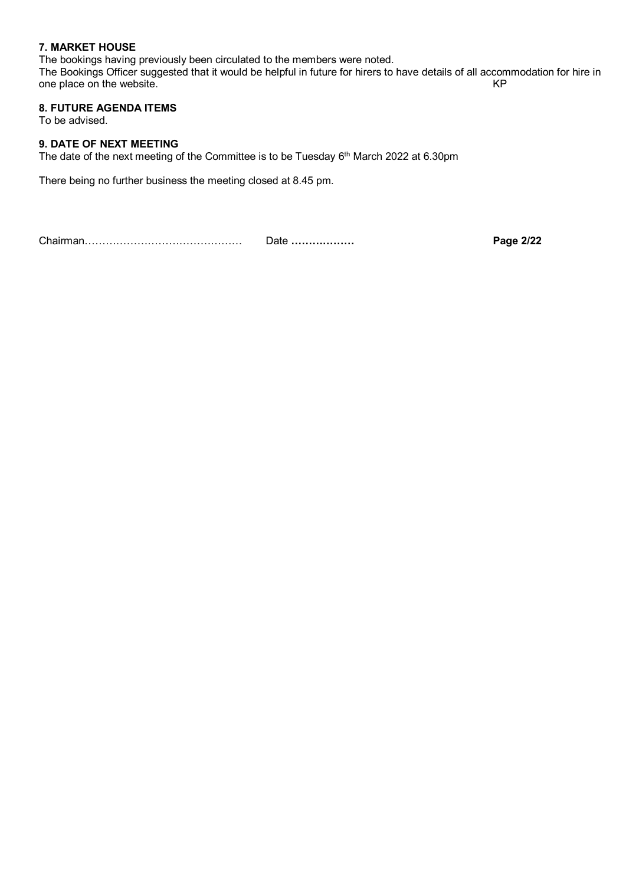### 7. MARKET HOUSE

The bookings having previously been circulated to the members were noted.

The Bookings Officer suggested that it would be helpful in future for hirers to have details of all accommodation for hire in one place on the website. KP

### 8. FUTURE AGENDA ITEMS

To be advised.

### 9. DATE OF NEXT MEETING

The date of the next meeting of the Committee is to be Tuesday 6th March 2022 at 6.30pm

There being no further business the meeting closed at 8.45 pm.

Chairman……………………………………… Date **………………** **Page 2/22**